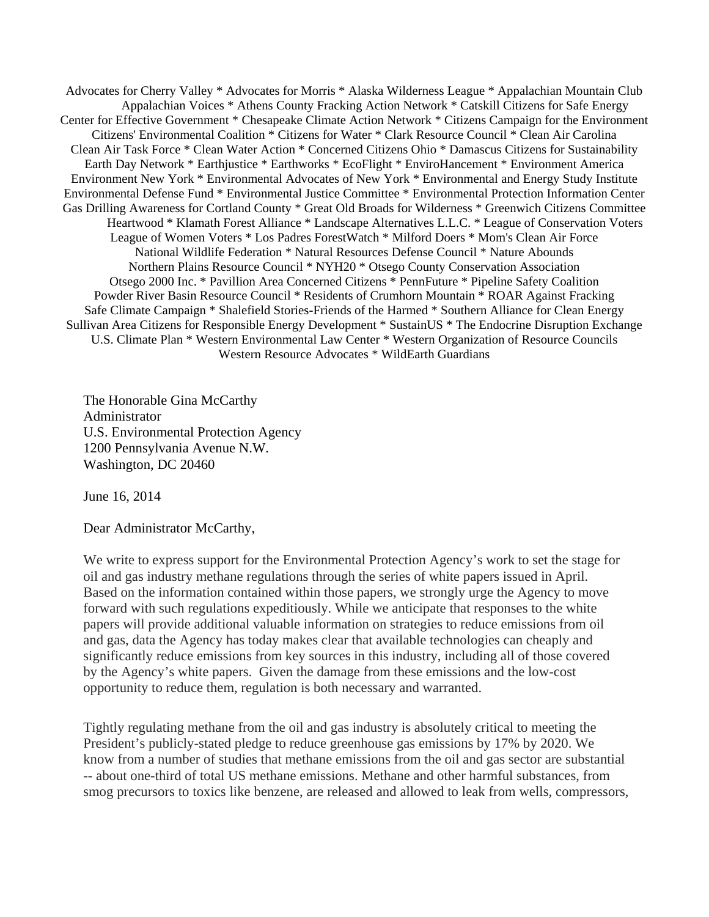Advocates for Cherry Valley * Advocates for Morris * Alaska Wilderness League * Appalachian Mountain Club
Appalachian Voices * Athens County Fracking Action Network * Catskill Citizens for Safe Energy
Center for Effective Government * Chesapeake Climate Action Network * Citizens Campaign for the Environment
Citizens' Environmental Coalition * Citizens for Water * Clark Resource Council * Clean Air Carolina
Clean Air Task Force * Clean Water Action * Concerned Citizens Ohio * Damascus Citizens for Sustainability
Earth Day Network * Earthjustice * Earthworks * EcoFlight * EnviroHancement * Environment America
Environment New York * Environmental Advocates of New York * Environmental and Energy Study Institute
Environmental Defense Fund * Environmental Justice Committee * Environmental Protection Information Center
Gas Drilling Awareness for Cortland County * Great Old Broads for Wilderness * Greenwich Citizens Committee
Heartwood * Klamath Forest Alliance * Landscape Alternatives L.L.C. * League of Conservation Voters
League of Women Voters * Los Padres ForestWatch * Milford Doers * Mom's Clean Air Force
National Wildlife Federation * Natural Resources Defense Council * Nature Abounds
Northern Plains Resource Council * NYH20 * Otsego County Conservation Association
Otsego 2000 Inc. * Pavillion Area Concerned Citizens * PennFuture * Pipeline Safety Coalition
Powder River Basin Resource Council * Residents of Crumhorn Mountain * ROAR Against Fracking
Safe Climate Campaign * Shalefield Stories-Friends of the Harmed * Southern Alliance for Clean Energy
Sullivan Area Citizens for Responsible Energy Development * SustainUS * The Endocrine Disruption Exchange
U.S. Climate Plan * Western Environmental Law Center * Western Organization of Resource Councils
Western Resource Advocates * WildEarth Guardians

The Honorable Gina McCarthy
Administrator
U.S. Environmental Protection Agency
1200 Pennsylvania Avenue N.W.
Washington, DC 20460

June 16, 2014

Dear Administrator McCarthy,

We write to express support for the Environmental Protection Agency's work to set the stage for oil and gas industry methane regulations through the series of white papers issued in April. Based on the information contained within those papers, we strongly urge the Agency to move forward with such regulations expeditiously. While we anticipate that responses to the white papers will provide additional valuable information on strategies to reduce emissions from oil and gas, data the Agency has today makes clear that available technologies can cheaply and significantly reduce emissions from key sources in this industry, including all of those covered by the Agency's white papers. Given the damage from these emissions and the low-cost opportunity to reduce them, regulation is both necessary and warranted.

Tightly regulating methane from the oil and gas industry is absolutely critical to meeting the President's publicly-stated pledge to reduce greenhouse gas emissions by 17% by 2020. We know from a number of studies that methane emissions from the oil and gas sector are substantial -- about one-third of total US methane emissions. Methane and other harmful substances, from smog precursors to toxics like benzene, are released and allowed to leak from wells, compressors,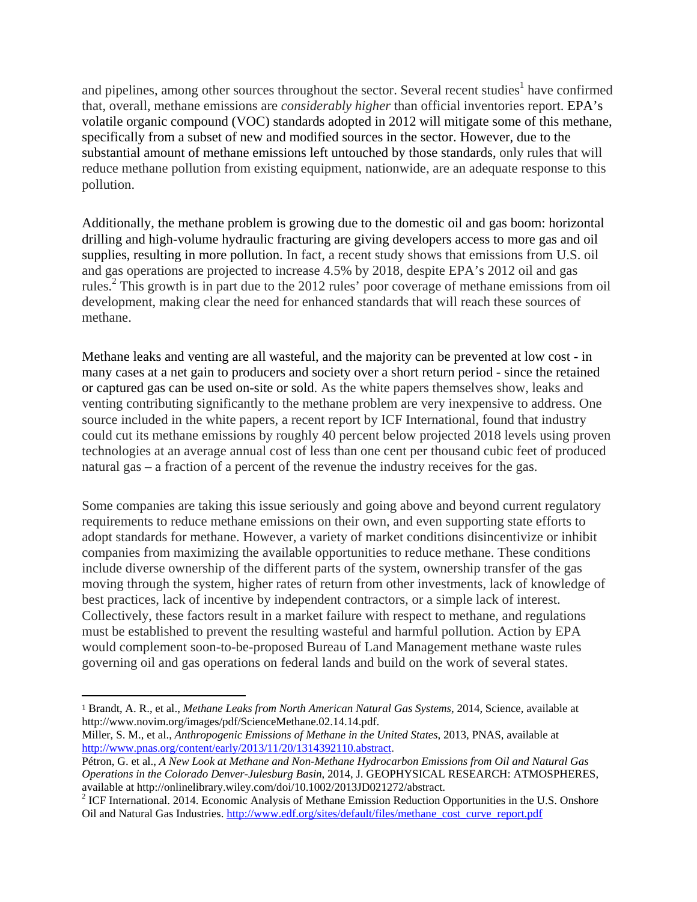and pipelines, among other sources throughout the sector. Several recent studies[1] have confirmed that, overall, methane emissions are *considerably higher* than official inventories report. EPA's volatile organic compound (VOC) standards adopted in 2012 will mitigate some of this methane, specifically from a subset of new and modified sources in the sector. However, due to the substantial amount of methane emissions left untouched by those standards, only rules that will reduce methane pollution from existing equipment, nationwide, are an adequate response to this pollution.

Additionally, the methane problem is growing due to the domestic oil and gas boom: horizontal drilling and high-volume hydraulic fracturing are giving developers access to more gas and oil supplies, resulting in more pollution. In fact, a recent study shows that emissions from U.S. oil and gas operations are projected to increase 4.5% by 2018, despite EPA's 2012 oil and gas rules.[2] This growth is in part due to the 2012 rules' poor coverage of methane emissions from oil development, making clear the need for enhanced standards that will reach these sources of methane.

Methane leaks and venting are all wasteful, and the majority can be prevented at low cost - in many cases at a net gain to producers and society over a short return period - since the retained or captured gas can be used on-site or sold. As the white papers themselves show, leaks and venting contributing significantly to the methane problem are very inexpensive to address. One source included in the white papers, a recent report by ICF International, found that industry could cut its methane emissions by roughly 40 percent below projected 2018 levels using proven technologies at an average annual cost of less than one cent per thousand cubic feet of produced natural gas – a fraction of a percent of the revenue the industry receives for the gas.

Some companies are taking this issue seriously and going above and beyond current regulatory requirements to reduce methane emissions on their own, and even supporting state efforts to adopt standards for methane. However, a variety of market conditions disincentivize or inhibit companies from maximizing the available opportunities to reduce methane. These conditions include diverse ownership of the different parts of the system, ownership transfer of the gas moving through the system, higher rates of return from other investments, lack of knowledge of best practices, lack of incentive by independent contractors, or a simple lack of interest. Collectively, these factors result in a market failure with respect to methane, and regulations must be established to prevent the resulting wasteful and harmful pollution. Action by EPA would complement soon-to-be-proposed Bureau of Land Management methane waste rules governing oil and gas operations on federal lands and build on the work of several states.

---

[1] Brandt, A. R., et al., *Methane Leaks from North American Natural Gas Systems*, 2014, Science, available at http://www.novim.org/images/pdf/ScienceMethane.02.14.14.pdf.
Miller, S. M., et al., *Anthropogenic Emissions of Methane in the United States*, 2013, PNAS, available at http://www.pnas.org/content/early/2013/11/20/1314392110.abstract.
Pétron, G. et al., *A New Look at Methane and Non-Methane Hydrocarbon Emissions from Oil and Natural Gas Operations in the Colorado Denver-Julesburg Basin*, 2014, J. GEOPHYSICAL RESEARCH: ATMOSPHERES, available at http://onlinelibrary.wiley.com/doi/10.1002/2013JD021272/abstract.

[2] ICF International. 2014. Economic Analysis of Methane Emission Reduction Opportunities in the U.S. Onshore Oil and Natural Gas Industries. http://www.edf.org/sites/default/files/methane_cost_curve_report.pdf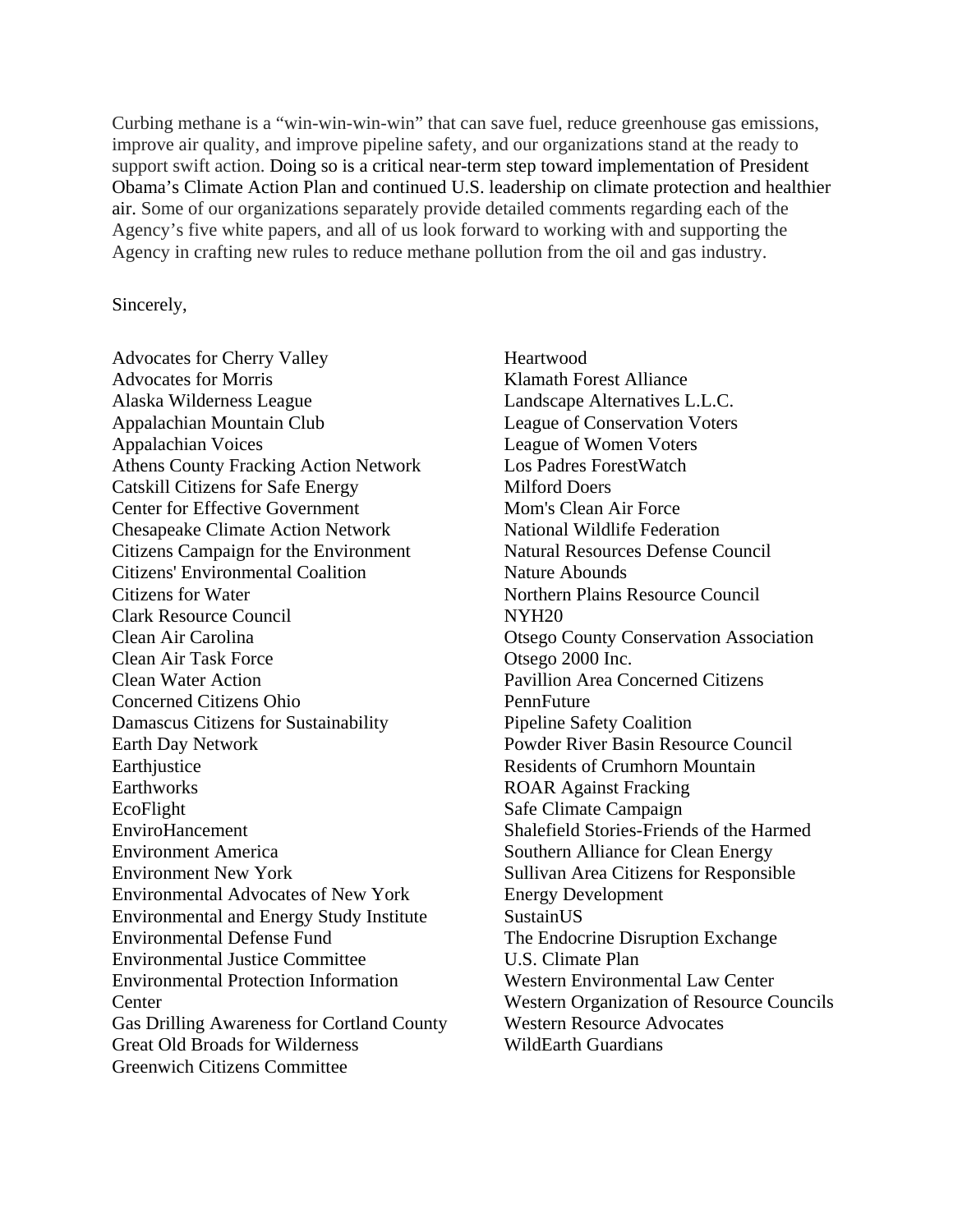Curbing methane is a “win-win-win-win” that can save fuel, reduce greenhouse gas emissions, improve air quality, and improve pipeline safety, and our organizations stand at the ready to support swift action. Doing so is a critical near-term step toward implementation of President Obama’s Climate Action Plan and continued U.S. leadership on climate protection and healthier air. Some of our organizations separately provide detailed comments regarding each of the Agency’s five white papers, and all of us look forward to working with and supporting the Agency in crafting new rules to reduce methane pollution from the oil and gas industry.

Sincerely,

Advocates for Cherry Valley
Advocates for Morris
Alaska Wilderness League
Appalachian Mountain Club
Appalachian Voices
Athens County Fracking Action Network
Catskill Citizens for Safe Energy
Center for Effective Government
Chesapeake Climate Action Network
Citizens Campaign for the Environment
Citizens' Environmental Coalition
Citizens for Water
Clark Resource Council
Clean Air Carolina
Clean Air Task Force
Clean Water Action
Concerned Citizens Ohio
Damascus Citizens for Sustainability
Earth Day Network
Earthjustice
Earthworks
EcoFlight
EnviroHancement
Environment America
Environment New York
Environmental Advocates of New York
Environmental and Energy Study Institute
Environmental Defense Fund
Environmental Justice Committee
Environmental Protection Information Center
Gas Drilling Awareness for Cortland County
Great Old Broads for Wilderness
Greenwich Citizens Committee
Heartwood
Klamath Forest Alliance
Landscape Alternatives L.L.C.
League of Conservation Voters
League of Women Voters
Los Padres ForestWatch
Milford Doers
Mom's Clean Air Force
National Wildlife Federation
Natural Resources Defense Council
Nature Abounds
Northern Plains Resource Council
NYH20
Otsego County Conservation Association
Otsego 2000 Inc.
Pavillion Area Concerned Citizens
PennFuture
Pipeline Safety Coalition
Powder River Basin Resource Council
Residents of Crumhorn Mountain
ROAR Against Fracking
Safe Climate Campaign
Shalefield Stories-Friends of the Harmed
Southern Alliance for Clean Energy
Sullivan Area Citizens for Responsible Energy Development
SustainUS
The Endocrine Disruption Exchange
U.S. Climate Plan
Western Environmental Law Center
Western Organization of Resource Councils
Western Resource Advocates
WildEarth Guardians